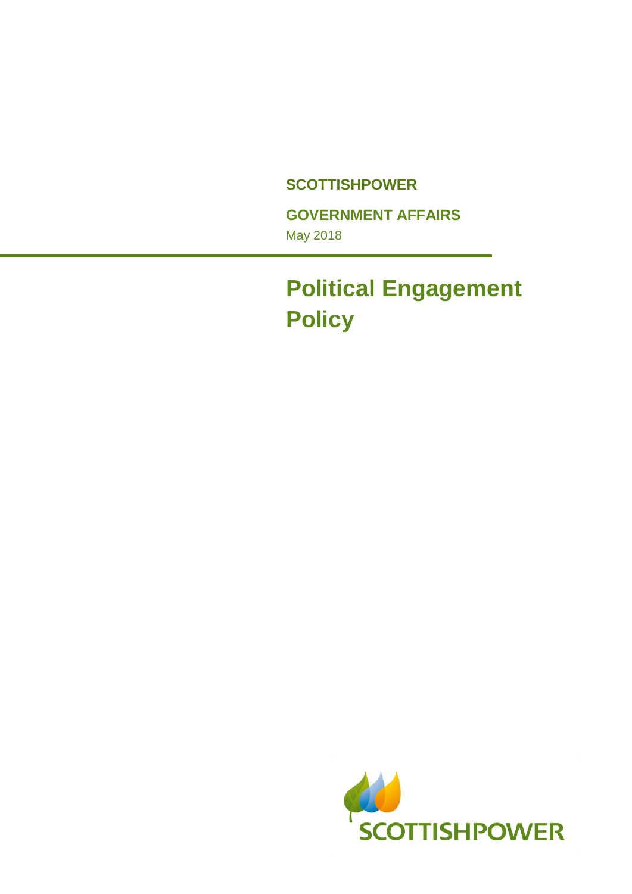**SCOTTISHPOWER**

**GOVERNMENT AFFAIRS**

May 2018

# Political Engagement Policy

SCOTTISHPOWER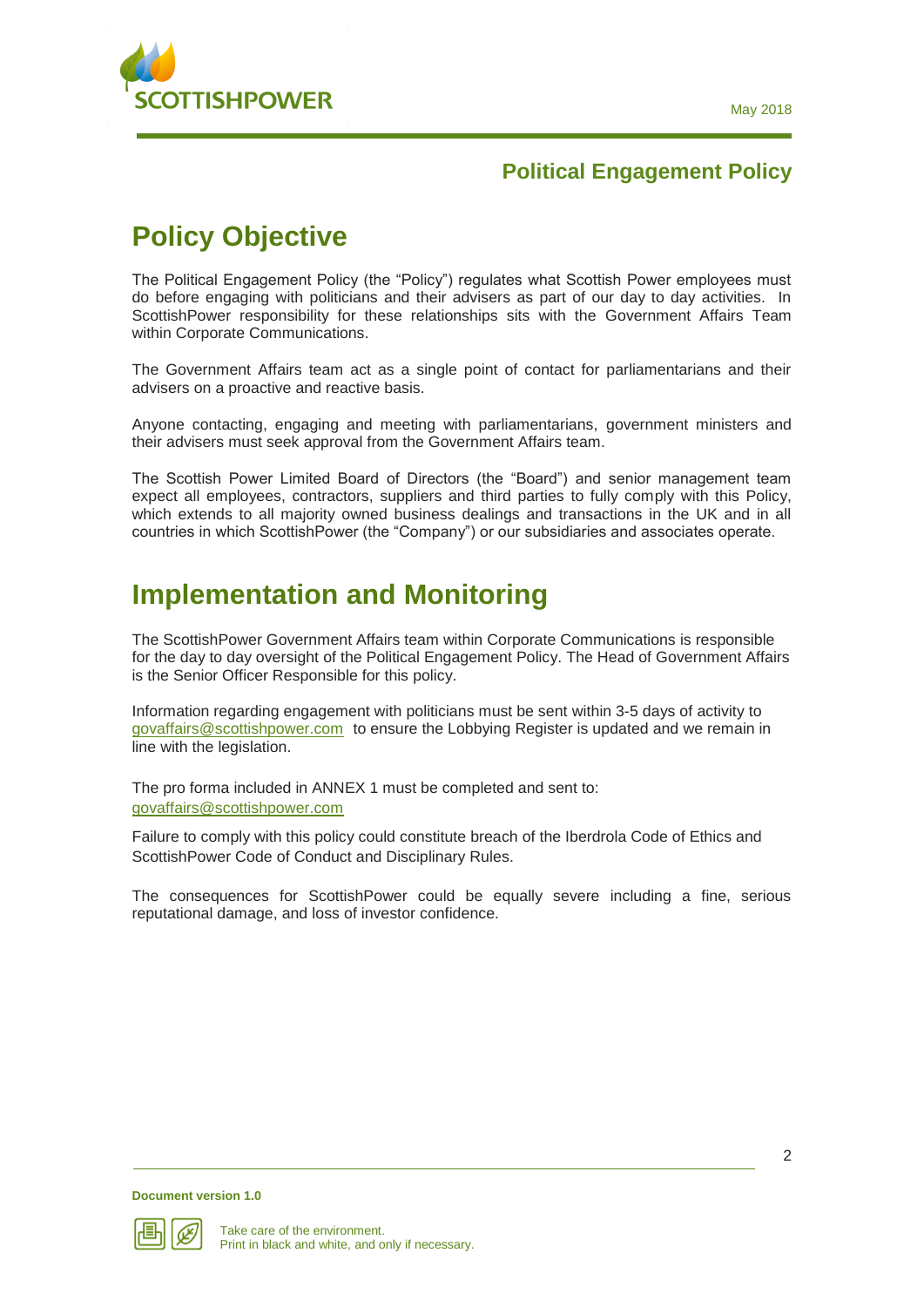## Political Engagement Policy

# Policy Objective

The Political Engagement Policy (the "Policy") regulates what Scottish Power employees must do before engaging with politicians and their advisers as part of our day to day activities. In ScottishPower responsibility for these relationships sits with the Government Affairs Team within Corporate Communications.

The Government Affairs team act as a single point of contact for parliamentarians and their advisers on a proactive and reactive basis.

Anyone contacting, engaging and meeting with parliamentarians, government ministers and their advisers must seek approval from the Government Affairs team.

The Scottish Power Limited Board of Directors (the "Board") and senior management team expect all employees, contractors, suppliers and third parties to fully comply with this Policy, which extends to all majority owned business dealings and transactions in the UK and in all countries in which ScottishPower (the "Company") or our subsidiaries and associates operate.

# Implementation and Monitoring

The ScottishPower Government Affairs team within Corporate Communications is responsible for the day to day oversight of the Political Engagement Policy. The Head of Government Affairs is the Senior Officer Responsible for this policy.

Information regarding engagement with politicians must be sent within 3-5 days of activity to govaffairs@scottishpower.com to ensure the Lobbying Register is updated and we remain in line with the legislation.

The pro forma included in ANNEX 1 must be completed and sent to: govaffairs@scottishpower.com

Failure to comply with this policy could constitute breach of the Iberdrola Code of Ethics and ScottishPower Code of Conduct and Disciplinary Rules.

The consequences for ScottishPower could be equally severe including a fine, serious reputational damage, and loss of investor confidence.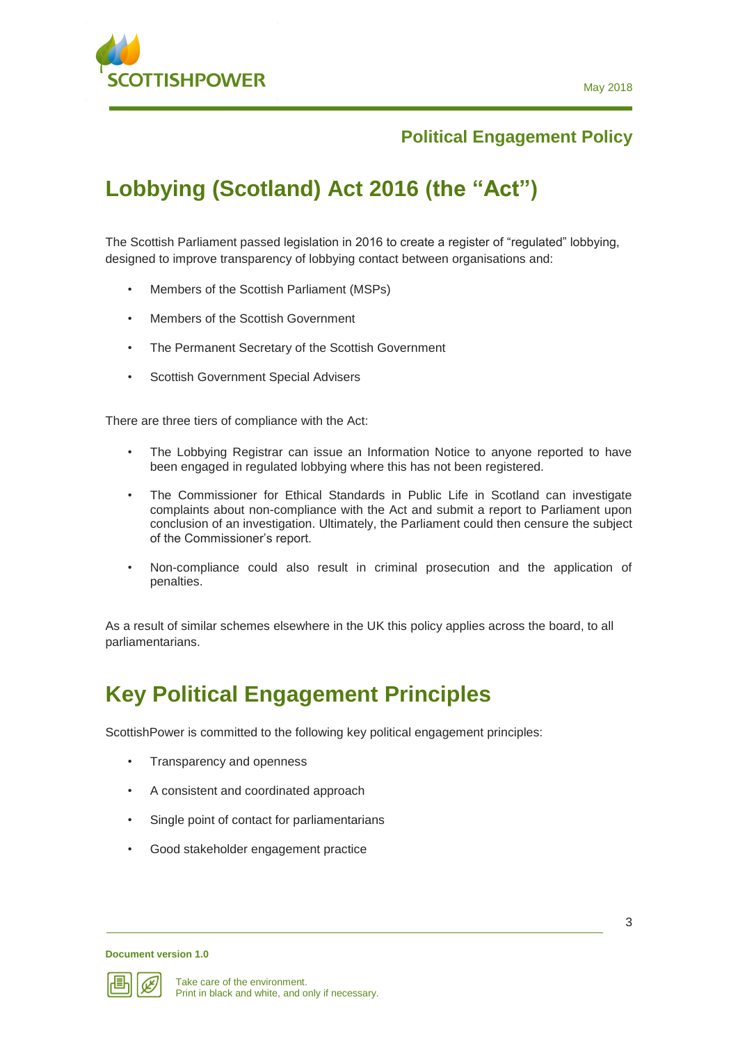## Political Engagement Policy

# Lobbying (Scotland) Act 2016 (the "Act")

The Scottish Parliament passed legislation in 2016 to create a register of "regulated" lobbying, designed to improve transparency of lobbying contact between organisations and:

- Members of the Scottish Parliament (MSPs)
- Members of the Scottish Government
- The Permanent Secretary of the Scottish Government
- Scottish Government Special Advisers

There are three tiers of compliance with the Act:

- The Lobbying Registrar can issue an Information Notice to anyone reported to have been engaged in regulated lobbying where this has not been registered.
- The Commissioner for Ethical Standards in Public Life in Scotland can investigate complaints about non-compliance with the Act and submit a report to Parliament upon conclusion of an investigation. Ultimately, the Parliament could then censure the subject of the Commissioner's report.
- Non-compliance could also result in criminal prosecution and the application of penalties.

As a result of similar schemes elsewhere in the UK this policy applies across the board, to all parliamentarians.

# Key Political Engagement Principles

ScottishPower is committed to the following key political engagement principles:

- Transparency and openness
- A consistent and coordinated approach
- Single point of contact for parliamentarians
- Good stakeholder engagement practice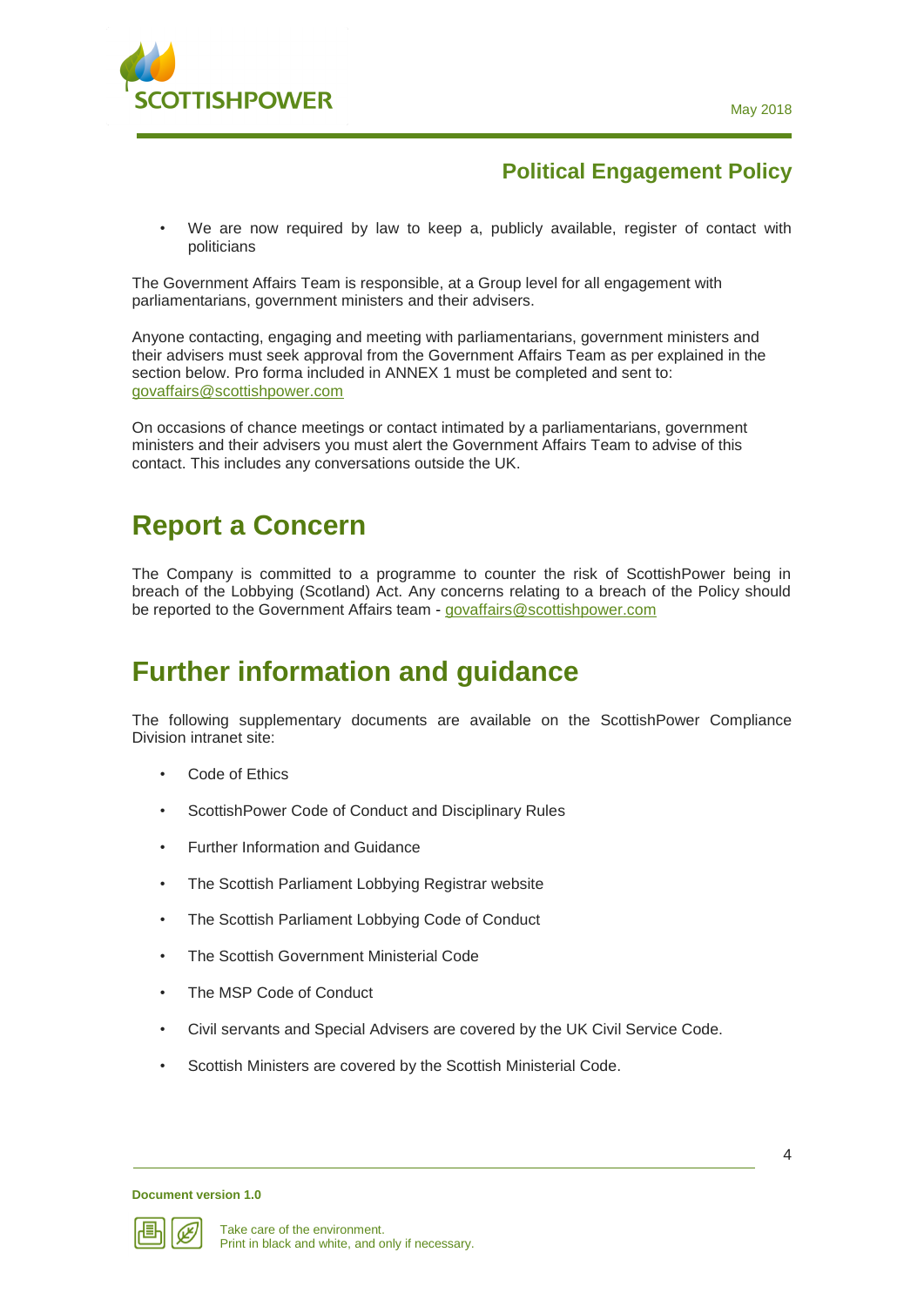- We are now required by law to keep a, publicly available, register of contact with politicians

The Government Affairs Team is responsible, at a Group level for all engagement with parliamentarians, government ministers and their advisers.

Anyone contacting, engaging and meeting with parliamentarians, government ministers and their advisers must seek approval from the Government Affairs Team as per explained in the section below. Pro forma included in ANNEX 1 must be completed and sent to: govaffairs@scottishpower.com

On occasions of chance meetings or contact intimated by a parliamentarians, government ministers and their advisers you must alert the Government Affairs Team to advise of this contact. This includes any conversations outside the UK.

# Report a Concern

The Company is committed to a programme to counter the risk of ScottishPower being in breach of the Lobbying (Scotland) Act. Any concerns relating to a breach of the Policy should be reported to the Government Affairs team - govaffairs@scottishpower.com

# Further information and guidance

The following supplementary documents are available on the ScottishPower Compliance Division intranet site:

- Code of Ethics
- ScottishPower Code of Conduct and Disciplinary Rules
- Further Information and Guidance
- The Scottish Parliament Lobbying Registrar website
- The Scottish Parliament Lobbying Code of Conduct
- The Scottish Government Ministerial Code
- The MSP Code of Conduct
- Civil servants and Special Advisers are covered by the UK Civil Service Code.
- Scottish Ministers are covered by the Scottish Ministerial Code.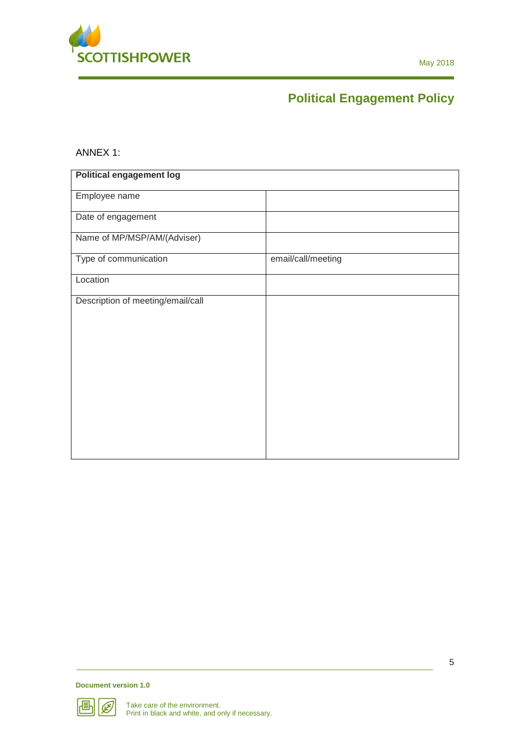ANNEX 1:

| Political engagement log | |
|---|---|
| Employee name | |
| Date of engagement | |
| Name of MP/MSP/AM/(Adviser) | |
| Type of communication | email/call/meeting |
| Location | |
| Description of meeting/email/call | |